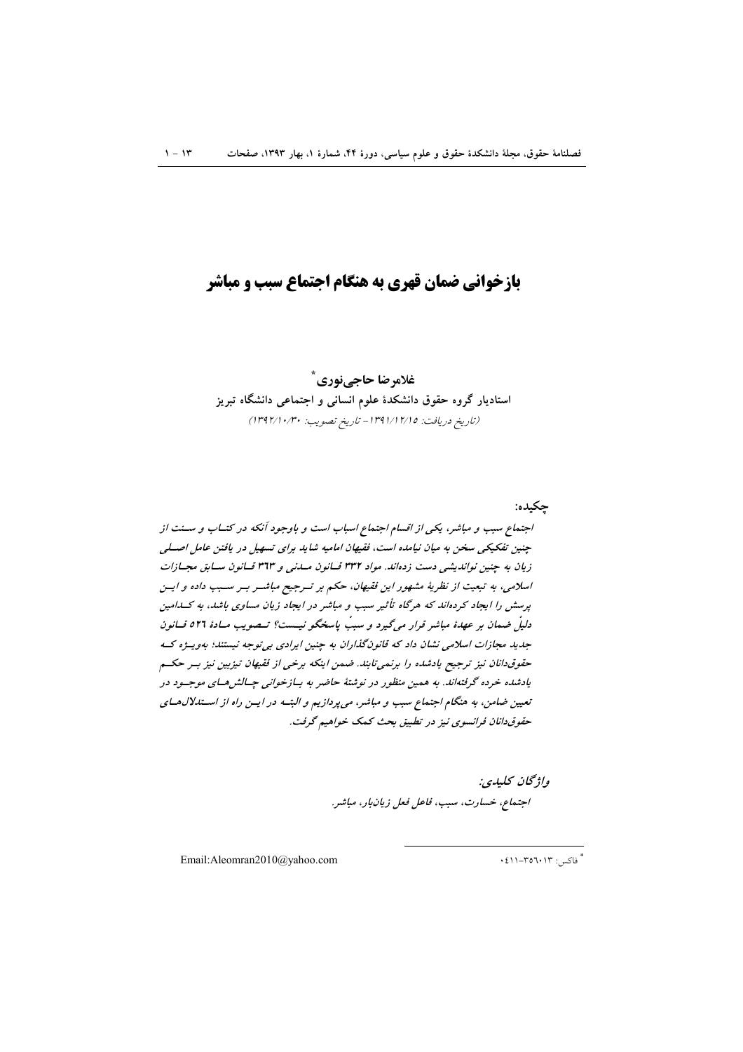# بازخوانی ضمان قهری به هنگام اجتماع سبب و مباشر

**غلامرضا حاجی‌نوری***

**استادیار گروه حقوق دانشکدهٔ علوم انسانی و اجتماعی دانشگاه تبریز**

*(تاریخ دریافت: ۱۳۹۱/۱۲/۱۵ - تاریخ تصویب: ۱۳۹۲/۱۰/۳۰)*

**چکیده:**

*اجتماع سبب و مباشر، یکی از اقسام اجتماع اسباب است و باوجود آنکه در کتاب و سنت از چنین تفکیکی سخن به میان نیامده است، فقیهان امامیه شاید برای تسهیل در یافتن عامل اصلی زیان به چنین نواندیشی دست زده‌اند. مواد ۳۳۲ قانون مدنی و ۳۶۳ قانون سابق مجازات اسلامی، به تبعیت از نظریهٔ مشهور این فقیهان، حکم بر ترجیح مباشر بر سبب داده و این پرسش را ایجاد کرده‌اند که هرگاه تأثیر سبب و مباشر در ایجاد زیان مساوی باشد، به کدامین دلیل ضمان بر عهدهٔ مباشر قرار می‌گیرد و سببْ پاسخگو نیست؟ تصویب مادهٔ ۵۲۶ قانون جدید مجازات اسلامی نشان داد که قانون‌گذاران به چنین ایرادی بی‌توجه نیستند؛ به‌ویژه که حقوق‌دانان نیز ترجیح یادشده را برنمی‌تابند. ضمن اینکه برخی از فقیهان تیزبین نیز بر حکم یادشده خرده گرفته‌اند. به همین منظور در نوشتهٔ حاضر به بازخوانی چالش‌های موجود در تعیین ضامن، به هنگام اجتماع سبب و مباشر، می‌پردازیم و البته در این راه از استدلال‌های حقوق‌دانان فرانسوی نیز در تطبیق بحث کمک خواهیم گرفت.*

***واژگان کلیدی:***

*اجتماع، خسارت، سبب، فاعل فعل زیان‌بار، مباشر.*

---

* فاکس: ۳۵۶۰۱۳-۰۴۱۱

Email:Aleomran2010@yahoo.com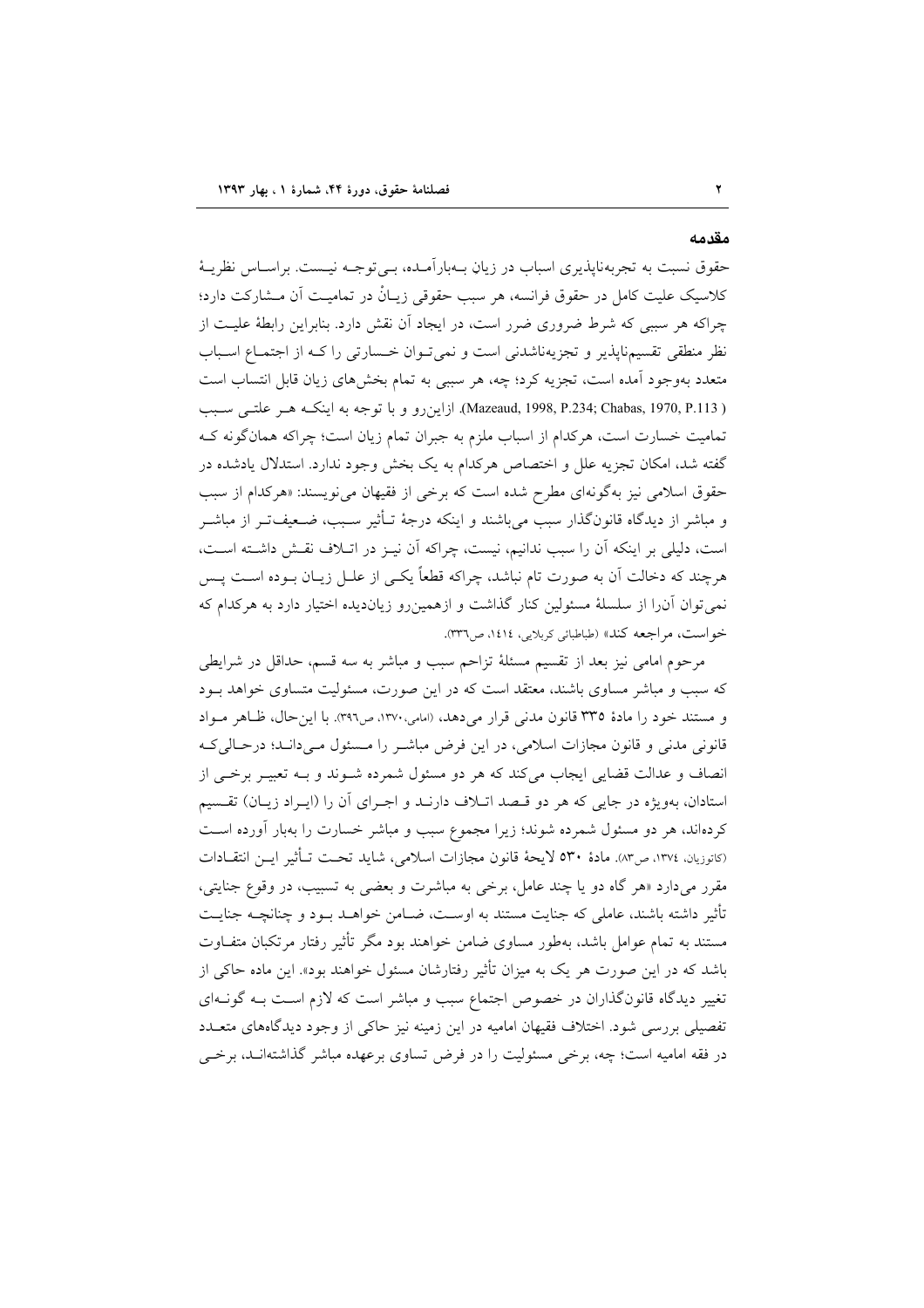## مقدمه

حقوق نسبت به تجربه‌ناپذیری اسباب در زیان بی‌توجه نیست. براساس نظریهٔ کلاسیک علیت کامل در حقوق فرانسه، هر سبب حقوقی زیانْ در تمامیت آن مشارکت دارد؛ چراکه هر سببی که شرط ضروری ضرر است، در ایجاد آن نقش دارد. بنابراین رابطهٔ علیت از نظر منطقی تقسیم‌ناپذیر و تجزیه‌ناشدنی است و نمی‌توان خسارتی را که از اجتماع اسباب متعدد به‌وجود آمده است، تجزیه کرد؛ چه، هر سببی به تمام بخش‌های زیان قابل انتساب است (Mazeaud, 1998, P.234; Chabas, 1970, P.113). ازاین‌رو و با توجه به اینکه هر علتی سبب تمامیت خسارت است، هرکدام از اسباب ملزم به جبران تمام زیان است؛ چراکه همان‌گونه که گفته شد، امکان تجزیه علل و اختصاص هرکدام به یک بخش وجود ندارد. استدلال یادشده در حقوق اسلامی نیز به‌گونه‌ای مطرح شده است که برخی از فقیهان می‌نویسند: «هرکدام از سبب و مباشر از دیدگاه قانون‌گذار سبب می‌باشند و اینکه درجهٔ تأثیر سبب، ضعیف‌تر از مباشر است، دلیلی بر اینکه آن را سبب ندانیم، نیست، چراکه آن نیز در اتلاف نقش داشته است، هرچند که دخالت آن به صورت تام نباشد، چراکه قطعاً یکی از علل زیان بوده است پس نمی‌توان آن‌را از سلسلهٔ مسئولین کنار گذاشت و ازهمین‌رو زیان‌دیده اختیار دارد به هرکدام که خواست، مراجعه کند» (طباطبائی کربلایی، ١٤١٤، ص٣٣٦).

مرحوم امامی نیز بعد از تقسیم مسئلهٔ تزاحم سبب و مباشر به سه قسم، حداقل در شرایطی که سبب و مباشر مساوی باشند، معتقد است که در این صورت، مسئولیت متساوی خواهد بود و مستند خود را مادهٔ ٣٣٥ قانون مدنی قرار می‌دهد، (امامی،١٣٧٠، ص٣٩٦). با این‌حال، ظاهر مواد قانونی مدنی و قانون مجازات اسلامی، در این فرض مباشر را مسئول می‌داند؛ درحالی‌که انصاف و عدالت قضایی ایجاب می‌کند که هر دو مسئول شمرده شوند و به تعبیر برخی از استادان، به‌ویژه در جایی که هر دو قصد اتلاف دارند و اجرای آن را (ایراد زیان) تقسیم کرده‌اند، هر دو مسئول شمرده شوند؛ زیرا مجموع سبب و مباشر خسارت را به‌بار آورده است (کاتوزیان، ١٣٧٤، ص٨٣). مادهٔ ٥٣٠ لایحهٔ قانون مجازات اسلامی، شاید تحت تأثیر این انتقادات مقرر می‌دارد «هر گاه دو یا چند عامل، برخی به مباشرت و بعضی به تسبیب، در وقوع جنایتی، تأثیر داشته باشند، عاملی که جنایت مستند به اوست، ضامن خواهد بود و چنانچه جنایت مستند به تمام عوامل باشد، به‌طور مساوی ضامن خواهند بود مگر تأثیر رفتار مرتکبان متفاوت باشد که در این صورت هر یک به میزان تأثیر رفتارشان مسئول خواهند بود». این ماده حاکی از تغییر دیدگاه قانون‌گذاران در خصوص اجتماع سبب و مباشر است که لازم است به گونه‌ای تفصیلی بررسی شود. اختلاف فقیهان امامیه در این زمینه نیز حاکی از وجود دیدگاه‌های متعدد در فقه امامیه است؛ چه، برخی مسئولیت را در فرض تساوی برعهده مباشر گذاشته‌اند، برخی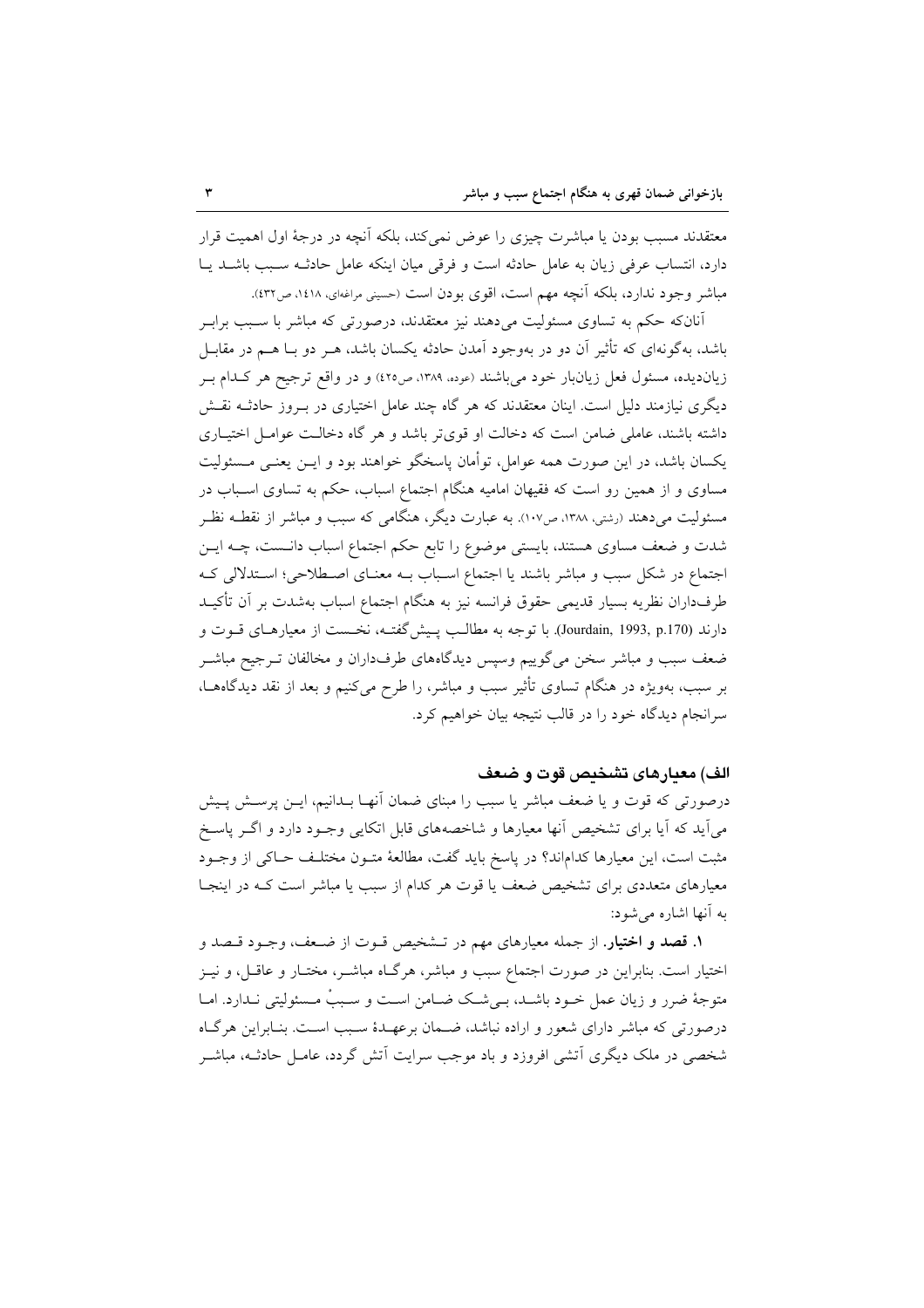معتقدند مسبب بودن یا مباشرت چیزی را عوض نمی‌کند، بلکه آنچه در درجهٔ اول اهمیت قرار دارد، انتساب عرفی زیان به عامل حادثه است و فرقی میان اینکه عامل حادثه سبب باشد یا مباشر وجود ندارد، بلکه آنچه مهم است، اقوی بودن است (حسینی مراغه‌ای، ۱٤۱۸، ص٤۳۲).

آنان‌که حکم به تساوی مسئولیت می‌دهند نیز معتقدند، درصورتی که مباشر با سبب برابر باشد، به‌گونه‌ای که تأثیر آن دو در به‌وجود آمدن حادثه یکسان باشد، هر دو با هم در مقابل زیان‌دیده، مسئول فعل زیان‌بار خود می‌باشند (عوده، ۱۳۸۹، ص٤۲۵) و در واقع ترجیح هر کدام بر دیگری نیازمند دلیل است. اینان معتقدند که هر گاه چند عامل اختیاری در بروز حادثه نقش داشته باشند، عاملی ضامن است که دخالت او قوی‌تر باشد و هر گاه دخالت عوامل اختیاری یکسان باشد، در این صورت همه عوامل، توأمان پاسخگو خواهند بود و این یعنی مسئولیت مساوی و از همین رو است که فقیهان امامیه هنگام اجتماع اسباب، حکم به تساوی اسباب در مسئولیت می‌دهند (رشتی، ۱۳۸۸، ص۱۰۷). به عبارت دیگر، هنگامی که سبب و مباشر از نقطه نظر شدت و ضعف مساوی هستند، بایستی موضوع را تابع حکم اجتماع اسباب دانست، چه این اجتماع در شکل سبب و مباشر باشند یا اجتماع اسباب به معنای اصطلاحی؛ استدلالی که طرف‌داران نظریه بسیار قدیمی حقوق فرانسه نیز به هنگام اجتماع اسباب به‌شدت بر آن تأکید دارند (Jourdain, 1993, p.170). با توجه به مطالب پیش‌گفته، نخست از معیارهای قوت و ضعف سبب و مباشر سخن می‌گوییم وسپس دیدگاه‌های طرف‌داران و مخالفان ترجیح مباشر بر سبب، به‌ویژه در هنگام تساوی تأثیر سبب و مباشر، را طرح می‌کنیم و بعد از نقد دیدگاه‌ها، سرانجام دیدگاه خود را در قالب نتیجه بیان خواهیم کرد.

## الف) معیارهای تشخیص قوت و ضعف

درصورتی که قوت و یا ضعف مباشر یا سبب را مبنای ضمان آنها بدانیم، این پرسش پیش می‌آید که آیا برای تشخیص آنها معیارها و شاخصه‌های قابل اتکایی وجود دارد و اگر پاسخ مثبت است، این معیارها کدام‌اند؟ در پاسخ باید گفت، مطالعهٔ متون مختلف حاکی از وجود معیارهای متعددی برای تشخیص ضعف یا قوت هر کدام از سبب یا مباشر است که در اینجا به آنها اشاره می‌شود:

**۱. قصد و اختیار.** از جمله معیارهای مهم در تشخیص قوت از ضعف، وجود قصد و اختیار است. بنابراین در صورت اجتماع سبب و مباشر، هرگاه مباشر، مختار و عاقل، و نیز متوجهٔ ضرر و زیان عمل خود باشد، بی‌شک ضامن است و سببْ مسئولیتی ندارد. اما درصورتی که مباشر دارای شعور و اراده نباشد، ضمان برعهدهٔ سبب است. بنابراین هرگاه شخصی در ملک دیگری آتشی افروزد و باد موجب سرایت آتش گردد، عامل حادثه، مباشر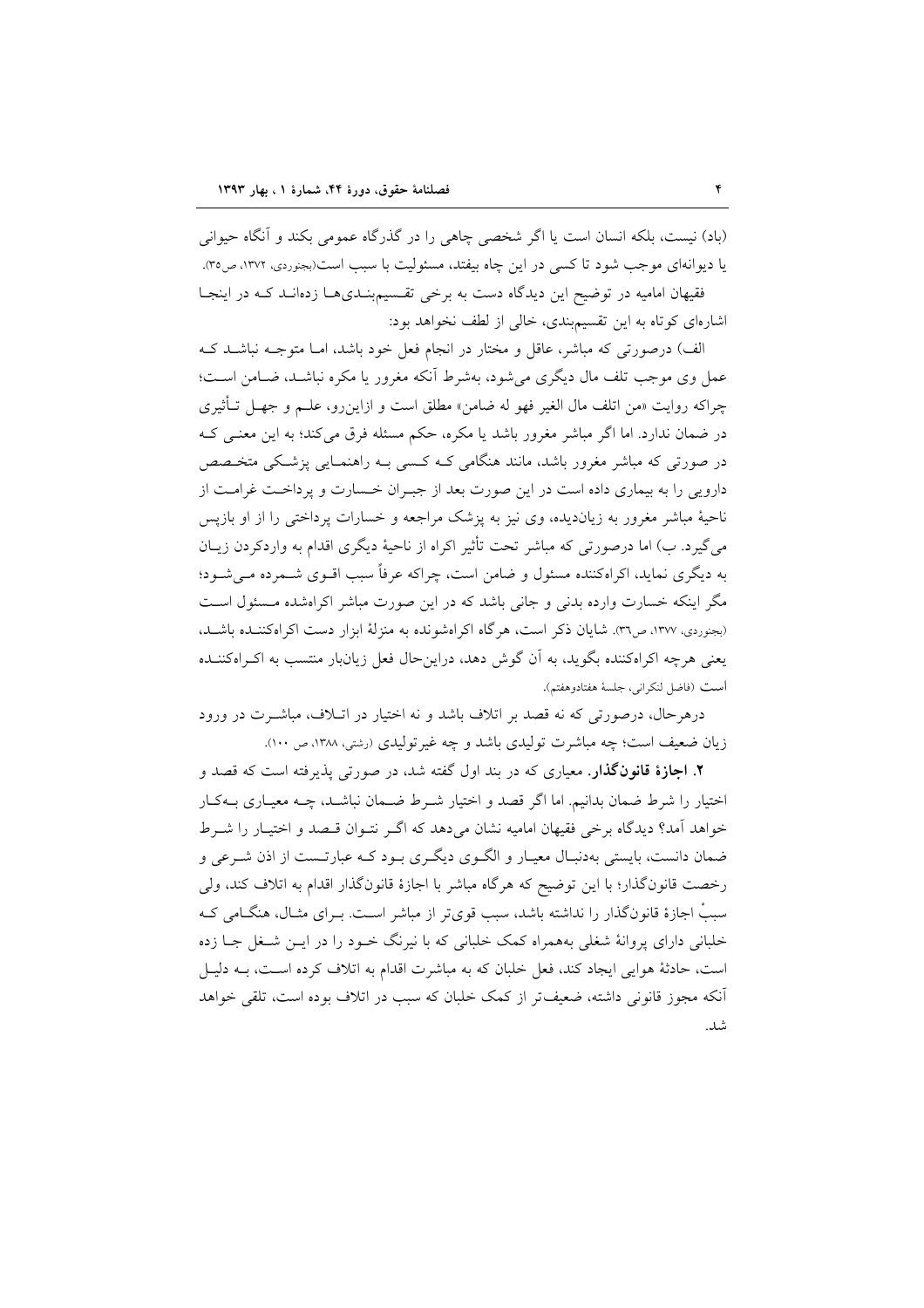(باد) نیست، بلکه انسان است یا اگر شخصی چاهی را در گذرگاه عمومی بکند و آنگاه حیوانی یا دیوانه‌ای موجب شود تا کسی در این چاه بیفتد، مسئولیت با سبب است(بجنوردی، ۱۳۷۲، ص۳۵).

فقیهان امامیه در توضیح این دیدگاه دست به برخی تقسیم‌بندی‌ها زده‌اند که در اینجا اشاره‌ای کوتاه به این تقسیم‌بندی، خالی از لطف نخواهد بود:

الف) درصورتی که مباشر، عاقل و مختار در انجام فعل خود باشد، اما متوجه نباشد که عمل وی موجب تلف مال دیگری می‌شود، به‌شرط آنکه مغرور یا مکره نباشد، ضامن است؛ چراکه روایت «من اتلف مال الغیر فهو له ضامن» مطلق است و ازاین‌رو، علم و جهل تأثیری در ضمان ندارد. اما اگر مباشر مغرور باشد یا مکره، حکم مسئله فرق می‌کند؛ به این معنی که در صورتی که مباشر مغرور باشد، مانند هنگامی که کسی به راهنمایی پزشکی متخصص دارویی را به بیماری داده است در این صورت بعد از جبران خسارت و پرداخت غرامت از ناحیهٔ مباشر مغرور به زیان‌دیده، وی نیز به پزشک مراجعه و خسارات پرداختی را از او بازپس می‌گیرد. ب) اما درصورتی که مباشر تحت تأثیر اکراه از ناحیهٔ دیگری اقدام به واردکردن زیان به دیگری نماید، اکراه‌کننده مسئول و ضامن است، چراکه عرفاً سبب اقوی شمرده می‌شود؛ مگر اینکه خسارت وارده بدنی و جانی باشد که در این صورت مباشر اکراه‌شده مسئول است (بجنوردی، ۱۳۷۷، ص۳۶). شایان ذکر است، هرگاه اکراه‌شونده به منزلهٔ ابزار دست اکراه‌کننده باشد، یعنی هرچه اکراه‌کننده بگوید، به آن گوش دهد، دراین‌حال فعل زیان‌بار منتسب به اکراه‌کننده است (فاضل لنکرانی، جلسهٔ هفتادوهفتم).

درهرحال، درصورتی که نه قصد بر اتلاف باشد و نه اختیار در اتلاف، مباشرت در ورود زیان ضعیف است؛ چه مباشرت تولیدی باشد و چه غیرتولیدی (رشتی، ۱۳۸۸، ص ۱۰۰).

**۲. اجازهٔ قانون‌گذار.** معیاری که در بند اول گفته شد، در صورتی پذیرفته است که قصد و اختیار را شرط ضمان بدانیم. اما اگر قصد و اختیار شرط ضمان نباشد، چه معیاری به‌کار خواهد آمد؟ دیدگاه برخی فقیهان امامیه نشان می‌دهد که اگر نتوان قصد و اختیار را شرط ضمان دانست، بایستی به‌دنبال معیار و الگوی دیگری بود که عبارتست از اذن شرعی و رخصت قانون‌گذار؛ با این توضیح که هرگاه مباشر با اجازهٔ قانون‌گذار اقدام به اتلاف کند، ولی سببْ اجازهٔ قانون‌گذار را نداشته باشد، سبب قوی‌تر از مباشر است. برای مثال، هنگامی که خلبانی دارای پروانهٔ شغلی به‌همراه کمک خلبانی که با نیرنگ خود را در این شغل جا زده است، حادثهٔ هوایی ایجاد کند، فعل خلبان که به مباشرت اقدام به اتلاف کرده است، به دلیل آنکه مجوز قانونی داشته، ضعیف‌تر از کمک خلبان که سبب در اتلاف بوده است، تلقی خواهد شد.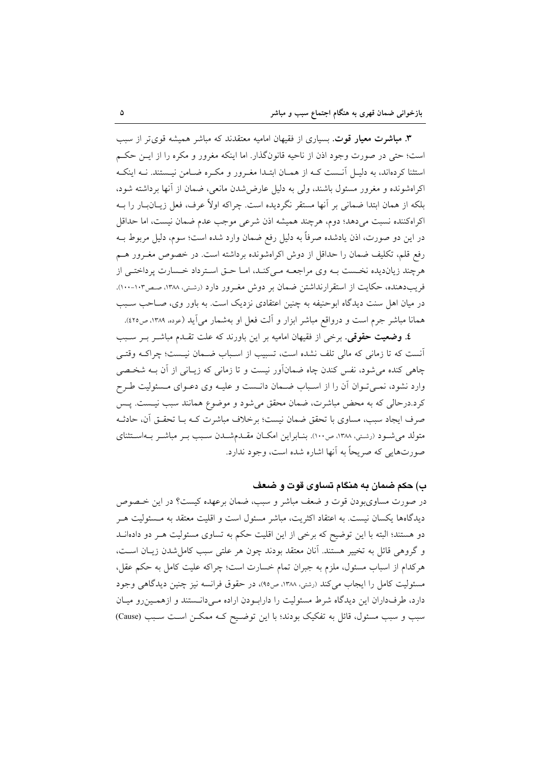**۳. مباشرت معیار قوت.** بسیاری از فقیهان امامیه معتقدند که مباشر همیشه قوی‌تر از سبب است؛ حتی در صورت وجود اذن از ناحیه قانون‌گذار. اما اینکه مغرور و مکره را از این حکم استثنا کرده‌اند، به دلیل آن‌ست که از همان ابتدا مغرور و مکره ضامن نیستند. نه اینکه اکراه‌شونده و مغرور مسئول باشند، ولی به دلیل عارض‌شدن مانعی، ضمان از آنها برداشته شود، بلکه از همان ابتدا ضمانی بر آنها مستقر نگردیده است. چراکه اولاً عرف، فعل زیان‌بار را به اکراه‌کننده نسبت می‌دهد؛ دوم، هرچند همیشه اذن شرعی موجب عدم ضمان نیست، اما حداقل در این دو صورت، اذن یادشده صرفاً به دلیل رفع ضمان وارد شده است؛ سوم، دلیل مربوط به رفع قلم، تکلیف ضمان را حداقل از دوش اکراه‌شونده برداشته است. در خصوص مغرور هم هرچند زیان‌دیده نخست به وی مراجعه می‌کند، اما حق استرداد خسارت پرداختی از فریب‌دهنده، حکایت از استقرارنداشتن ضمان بر دوش مغرور دارد (رشتی، ۱۳۸۸، صص۱۰۳-۱۰۰). در میان اهل سنت دیدگاه ابوحنیفه به چنین اعتقادی نزدیک است. به باور وی، صاحب سبب همانا مباشر جرم است و درواقع مباشر ابزار و آلت فعل او به‌شمار می‌آید (عوده، ۱۳۸۹، ص٤٢٥).

**٤. وضعیت حقوقی.** برخی از فقیهان امامیه بر این باورند که علت تقدم مباشر بر سبب آن‌ست که تا زمانی که مالی تلف نشده است، تسبیب از اسباب ضمان نیست؛ چراکه وقتی چاهی کنده می‌شود، نفس کندن چاه ضمان‌آور نیست و تا زمانی که زیانی از آن به شخصی وارد نشود، نمی‌توان آن را از اسباب ضمان دانست و علیه وی دعوای مسئولیت طرح کرد.درحالی که به محض مباشرت، ضمان محقق می‌شود و موضوع همانند سبب نیست. پس صرف ایجاد سبب، مساوی با تحقق ضمان نیست؛ برخلاف مباشرت که با تحقق آن، حادثه متولد می‌شود (رشتی، ۱۳۸۸، ص۱۰۰). بنابراین امکان مقدم‌شدن سبب بر مباشر به‌استثنای صورت‌هایی که صریحاً به آنها اشاره شده است، وجود ندارد.

### ب) حکم ضمان به هنگام تساوی قوت و ضعف

در صورت مساوی‌بودن قوت و ضعف مباشر و سبب، ضمان برعهده کیست؟ در این خصوص دیدگاه‌ها یکسان نیست. به اعتقاد اکثریت، مباشر مسئول است و اقلیت معتقد به مسئولیت هر دو هستند؛ البته با این توضیح که برخی از این اقلیت حکم به تساوی مسئولیت هر دو داده‌اند و گروهی قائل به تخییر هستند. آنان معتقد بودند چون هر علتی سبب کامل‌شدن زیان است، هرکدام از اسباب مسئول، ملزم به جبران تمام خسارت است؛ چراکه علیت کامل به حکم عقل، مسئولیت کامل را ایجاب می‌کند (رشتی، ۱۳۸۸، ص۹۵). در حقوق فرانسه نیز چنین دیدگاهی وجود دارد، طرف‌داران این دیدگاه شرط مسئولیت را دارابودن اراده می‌دانستند و ازهمین‌رو میان سبب و سبب مسئول، قائل به تفکیک بودند؛ با این توضیح که ممکن است سبب (Cause)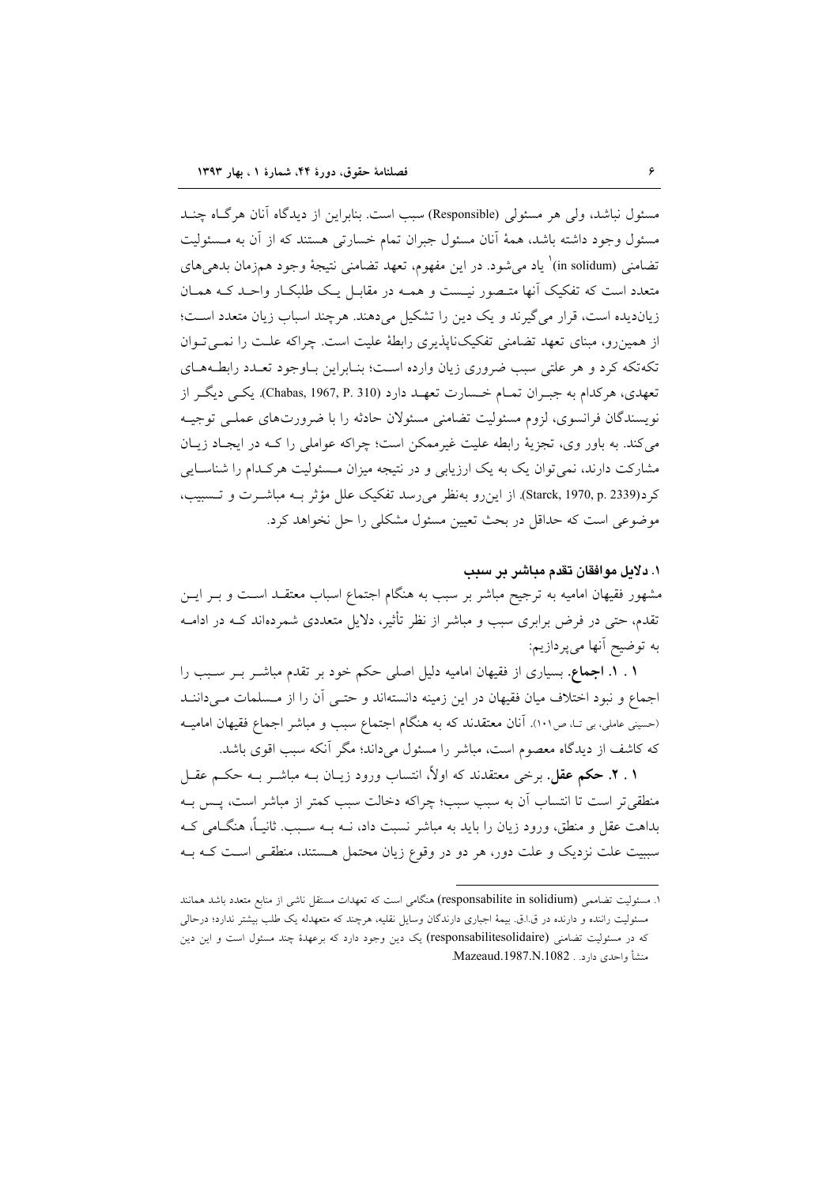مسئول نباشد، ولی هر مسئولی (Responsible) سبب است. بنابراین از دیدگاه آنان هرگاه چند مسئول وجود داشته باشد، همهٔ آنان مسئول جبران تمام خسارتی هستند که از آن به مسئولیت تضامنی (in solidum)[1] یاد می‌شود. در این مفهوم، تعهد تضامنی نتیجهٔ وجود هم‌زمان بدهی‌های متعدد است که تفکیک آنها متصور نیست و همه در مقابل یک طلبکار واحد که همان زیان‌دیده است، قرار می‌گیرند و یک دین را تشکیل می‌دهند. هرچند اسباب زیان متعدد است؛ از همین‌رو، مبنای تعهد تضامنی تفکیک‌ناپذیری رابطهٔ علیت است. چراکه علت را نمی‌توان تکه‌تکه کرد و هر علتی سبب ضروری زیان وارده است؛ بنابراین باوجود تعدد رابطه‌های تعهدی، هرکدام به جبران تمام خسارت تعهد دارد (Chabas, 1967, P. 310). یکی دیگر از نویسندگان فرانسوی، لزوم مسئولیت تضامنی مسئولان حادثه را با ضرورت‌های عملی توجیه می‌کند. به باور وی، تجزیهٔ رابطه علیت غیرممکن است؛ چراکه عواملی را که در ایجاد زیان مشارکت دارند، نمی‌توان یک به یک ارزیابی و در نتیجه میزان مسئولیت هرکدام را شناسایی کرد(Starck, 1970, p. 2339). از این‌رو به‌نظر می‌رسد تفکیک علل مؤثر به مباشرت و تسبیب، موضوعی است که حداقل در بحث تعیین مسئول مشکلی را حل نخواهد کرد.

### ۱. دلایل موافقان تقدم مباشر بر سبب

مشهور فقیهان امامیه به ترجیح مباشر بر سبب به هنگام اجتماع اسباب معتقد است و بر این تقدم، حتی در فرض برابری سبب و مباشر از نظر تأثیر، دلایل متعددی شمرده‌اند که در ادامه به توضیح آنها می‌پردازیم:

**۱ . ۱. اجماع**. بسیاری از فقیهان امامیه دلیل اصلی حکم خود بر تقدم مباشر بر سبب را اجماع و نبود اختلاف میان فقیهان در این زمینه دانسته‌اند و حتی آن را از مسلمات می‌دانند (حسینی عاملی، بی تا، ص۱۰۱). آنان معتقدند که به هنگام اجتماع سبب و مباشر اجماع فقیهان امامیه که کاشف از دیدگاه معصوم است، مباشر را مسئول می‌داند؛ مگر آنکه سبب اقوی باشد.

**۱ . ۲. حکم عقل**. برخی معتقدند که اولاً، انتساب ورود زیان به مباشر به حکم عقل منطقی‌تر است تا انتساب آن به سبب سبب؛ چراکه دخالت سبب کمتر از مباشر است، پس به بداهت عقل و منطق، ورود زیان را باید به مباشر نسبت داد، نه به سبب. ثانیاً، هنگامی که سببیت علت نزدیک و علت دور، هر دو در وقوع زیان محتمل هستند، منطقی است که به

---

[1] مسئولیت تضامنی (responsabilite in solidium) هنگامی است که تعهدات مستقل ناشی از منابع متعدد باشد همانند مسئولیت راننده و دارنده در ق.ا.ق. بیمهٔ اجباری دارندگان وسایل نقلیه، هرچند که متعهدله یک طلب بیشتر ندارد؛ درحالی که در مسئولیت تضامنی (responsabilitesolidaire) یک دین وجود دارد که برعهدهٔ چند مسئول است و این دین منشأ واحدی دارد. . Mazeaud.1987.N.1082.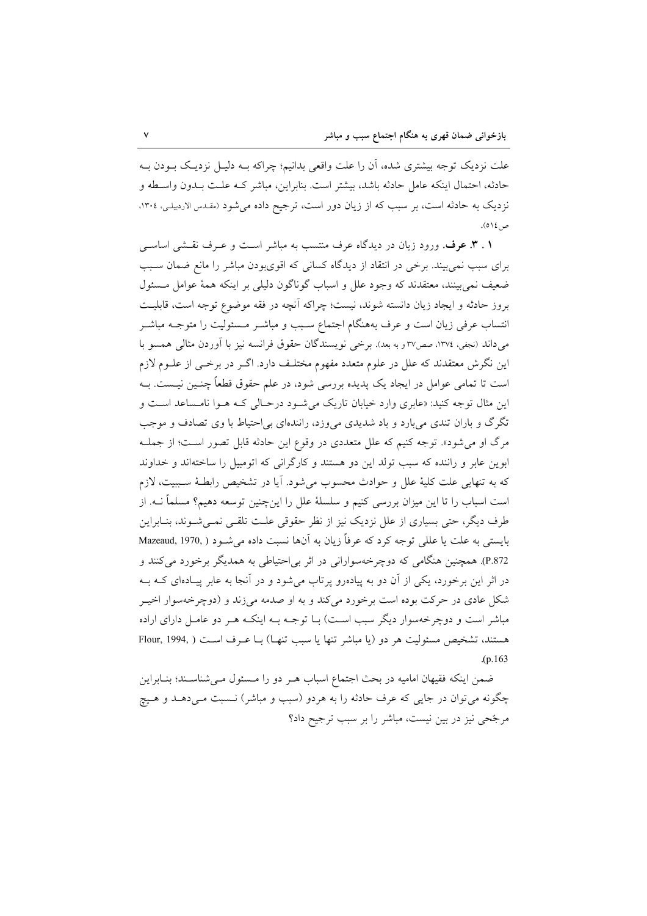علت نزدیک توجه بیشتری شده، آن را علت واقعی بدانیم؛ چراکه بـه دلیـل نزدیـک بـودن بـه حادثه، احتمال اینکه عامل حادثه باشد، بیشتر است. بنابراین، مباشر کـه علـت بـدون واسـطه و نزدیک به حادثه است، بر سبب که از زیان دور است، ترجیح داده می‌شود (مقدس الاردبیلی، ۱۳۰٤، ص۵۱٤).

**۱ . ۳. عرف.** ورود زیان در دیدگاه عرف منتسب به مباشر اسـت و عـرف نقـشی اساسـی برای سبب نمی‌بیند. برخی در انتقاد از دیدگاه کسانی که اقوی‌بودن مباشر را مانع ضمان سـبب ضعیف نمی‌بینند، معتقدند که وجود علل و اسباب گوناگون دلیلی بر اینکه همهٔ عوامل مـسئول بروز حادثه و ایجاد زیان دانسته شوند، نیست؛ چراکه آنچه در فقه موضوع توجه است، قابلیـت انتساب عرفی زیان است و عرف به‌هنگام اجتماع سـبب و مباشـر مـسئولیت را متوجـه مباشـر می‌داند (نجفی، ۱۳۷٤، صص۳۷ و به بعد). برخی نویسندگان حقوق فرانسه نیز با آوردن مثالی همسو با این نگرش معتقدند که علل در علوم متعدد مفهوم مختلـف دارد. اگـر در برخـی از علـوم لازم است تا تمامی عوامل در ایجاد یک پدیده بررسی شود، در علم حقوق قطعاً چنـین نیـست. بـه این مثال توجه کنید: «عابری وارد خیابان تاریک می‌شـود درحـالی کـه هـوا نامـساعد اسـت و تگرگ و باران تندی می‌بارد و باد شدیدی می‌وزد، راننده‌ای بی‌احتیاط با وی تصادف و موجب مرگ او می‌شود». توجه کنیم که علل متعددی در وقوع این حادثه قابل تصور اسـت؛ از جملـه ابوین عابر و راننده که سبب تولد این دو هستند و کارگرانی که اتومبیل را ساخته‌اند و خداوند که به تنهایی علت کلیهٔ علل و حوادث محسوب می‌شود. آیا در تشخیص رابطـهٔ سـببیت، لازم است اسباب را تا این میزان بررسی کنیم و سلسلهٔ علل را این‌چنین توسعه دهیم؟ مسلماً نـه. از طرف دیگر، حتی بسیاری از علل نزدیک نیز از نظر حقوقی علـت تلقـی نمـی‌شـوند، بنـابراین بایستی به علت یا عللی توجه کرد که عرفاً زیان به آن‌ها نسبت داده می‌شـود (Mazeaud, 1970, P.872). همچنین هنگامی که دوچرخه‌سوارانی در اثر بی‌احتیاطی به همدیگر برخورد می‌کنند و در اثر این برخورد، یکی از آن دو به پیاده‌رو پرتاب می‌شود و در آنجا به عابر پیـاده‌ای کـه بـه شکل عادی در حرکت بوده است برخورد می‌کند و به او صدمه می‌زند و (دوچرخه‌سوار اخیـر مباشر است و دوچرخه‌سوار دیگر سبب اسـت) بـا توجـه بـه اینکـه هـر دو عامـل دارای اراده هستند، تشخیص مسئولیت هر دو (یا مباشر تنها یا سبب تنهـا) بـا عـرف اسـت (Flour, 1994, p.163).

ضمن اینکه فقیهان امامیه در بحث اجتماع اسباب هـر دو را مـسئول مـی‌شناسـند؛ بنـابراین چگونه می‌توان در جایی که عرف حادثه را به هردو (سبب و مباشر) نـسبت مـی‌دهـد و هـیچ مرجّحی نیز در بین نیست، مباشر را بر سبب ترجیح داد؟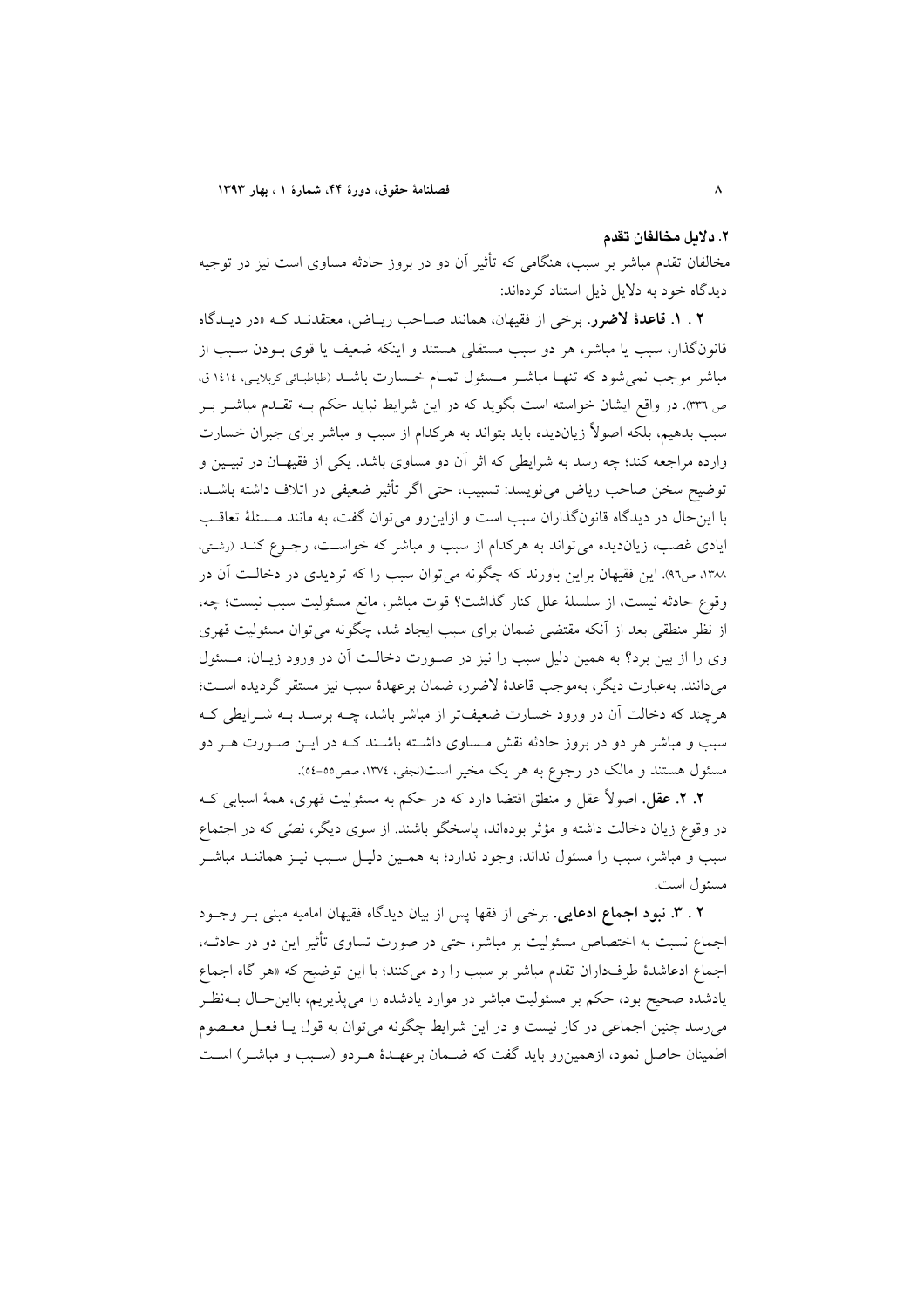### ۲. دلایل مخالفان تقدم

مخالفان تقدم مباشر بر سبب، هنگامی که تأثیر آن دو در بروز حادثه مساوی است نیز در توجیه دیدگاه خود به دلایل ذیل استناد کرده‌اند:

**۲ . ۱. قاعدهٔ لاضرر.** برخی از فقیهان، همانند صاحب ریاض، معتقدند که «در دیدگاه قانون‌گذار، سبب یا مباشر، هر دو سبب مستقلی هستند و اینکه ضعیف یا قوی بودن سبب از مباشر موجب نمی‌شود که تنها مباشر مسئول تمام خسارت باشد (طباطبائی کربلایی، ۱۴۱٤ ق، ص ۳۳٦). در واقع ایشان خواسته است بگوید که در این شرایط نباید حکم به تقدم مباشر بر سبب بدهیم، بلکه اصولاً زیان‌دیده باید بتواند به هرکدام از سبب و مباشر برای جبران خسارت وارده مراجعه کند؛ چه رسد به شرایطی که اثر آن دو مساوی باشد. یکی از فقیهان در تبیین و توضیح سخن صاحب ریاض می‌نویسد: تسبیب، حتی اگر تأثیر ضعیفی در اتلاف داشته باشد، با این‌حال در دیدگاه قانون‌گذاران سبب است و ازاین‌رو می‌توان گفت، به مانند مسئلهٔ تعاقب ایادی غصب، زیان‌دیده می‌تواند به هرکدام از سبب و مباشر که خواست، رجوع کند (رشتی، ۱۳۸۸، ص۹٦). این فقیهان براین باورند که چگونه می‌توان سبب را که تردیدی در دخالت آن در وقوع حادثه نیست، از سلسلهٔ علل کنار گذاشت؟ قوت مباشر، مانع مسئولیت سبب نیست؛ چه، از نظر منطقی بعد از آنکه مقتضی ضمان برای سبب ایجاد شد، چگونه می‌توان مسئولیت قهری وی را از بین برد؟ به همین دلیل سبب را نیز در صورت دخالت آن در ورود زیان، مسئول می‌دانند. به‌عبارت دیگر، به‌موجب قاعدهٔ لاضرر، ضمان برعهدهٔ سبب نیز مستقر گردیده است؛ هرچند که دخالت آن در ورود خسارت ضعیف‌تر از مباشر باشد، چه برسد به شرایطی که سبب و مباشر هر دو در بروز حادثه نقش مساوی داشته باشند که در این صورت هر دو مسئول هستند و مالک در رجوع به هر یک مخیر است(نجفی، ۱۳۷٤، صص۵۵-۵٤).

**۲. ۲. عقل.** اصولاً عقل و منطق اقتضا دارد که در حکم به مسئولیت قهری، همهٔ اسبابی که در وقوع زیان دخالت داشته و مؤثر بوده‌اند، پاسخگو باشند. از سوی دیگر، نصّی که در اجتماع سبب و مباشر، سبب را مسئول نداند، وجود ندارد؛ به همین دلیل سبب نیز همانند مباشر مسئول است.

**۲ . ۳. نبود اجماع ادعایی.** برخی از فقها پس از بیان دیدگاه فقیهان امامیه مبنی بر وجود اجماع نسبت به اختصاص مسئولیت بر مباشر، حتی در صورت تساوی تأثیر این دو در حادثه، اجماع ادعاشدهٔ طرف‌داران تقدم مباشر بر سبب را رد می‌کنند؛ با این توضیح که «هر گاه اجماع یادشده صحیح بود، حکم بر مسئولیت مباشر در موارد یادشده را می‌پذیریم، بااین‌حال به‌نظر می‌رسد چنین اجماعی در کار نیست و در این شرایط چگونه می‌توان به قول یا فعل معصوم اطمینان حاصل نمود، ازهمین‌رو باید گفت که ضمان برعهدهٔ هردو (سبب و مباشر) است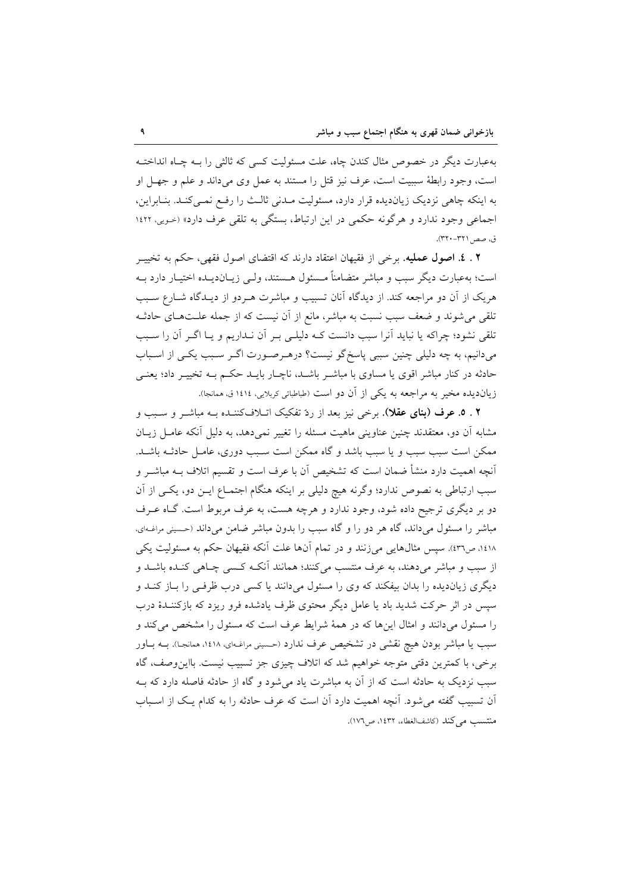به‌عبارت دیگر در خصوص مثال کندن چاه، علت مسئولیت کسی که ثالثی را بـه چـاه انداختـه است، وجود رابطهٔ سببیت است، عرف نیز قتل را مستند به عمل وی می‌داند و علم و جهـل او به اینکه چاهی نزدیک زیان‌دیده قرار دارد، مسئولیت مـدنی ثالـث را رفـع نمـی‌کنـد. بنـابراین، اجماعی وجود ندارد و هرگونه حکمی در این ارتباط، بستگی به تلقی عرف دارد» (خویی، ۱۴۲۲ ق، صص ۳۲۱-۳۲۰).

**۲ . ٤. اصول عملیه**. برخی از فقیهان اعتقاد دارند که اقتضای اصول فقهی، حکم به تخییـر است؛ به‌عبارت دیگر سبب و مباشر متضامناً مـسئول هـستند، ولـی زیـان‌دیـده اختیـار دارد بـه هریک از آن دو مراجعه کند. از دیدگاه آنان تسبیب و مباشرت هـردو از دیـدگاه شـارع سـبب تلقی می‌شوند و ضعف سبب نسبت به مباشر، مانع از آن نیست که از جمله علـت‌هـای حادثـه تلقی نشود؛ چراکه یا نباید آنرا سبب دانست کـه دلیلـی بـر آن نـداریم و یـا اگـر آن را سـبب می‌دانیم، به چه دلیلی چنین سببی پاسخ‌گو نیست؟ درهـرصـورت اگـر سـبب یکـی از اسـباب حادثه در کنار مباشر اقوی یا مساوی با مباشـر باشـد، ناچـار بایـد حکـم بـه تخییـر داد؛ یعنـی زیان‌دیده مخیر به مراجعه به یکی از آن دو است (طباطبائی کربلایی، ۱٤۱٤ ق، همانجا).

**۲ . ٥. عرف (بنای عقلا)**. برخی نیز بعد از ردّ تفکیک اتـلاف‌کننـده بـه مباشـر و سـبب و مشابه آن دو، معتقدند چنین عناوینی ماهیت مسئله را تغییر نمی‌دهد، به دلیل آنکه عامـل زیـان ممکن است سبب سبب باشد و یا سبب باشد و گاه ممکن است سـبب دوری، عامـل حادثـه باشـد. آنچه اهمیت دارد منشأ ضمان است که تشخیص آن با عرف است و تقسیم اتلاف بـه مباشـر و سبب ارتباطی به نصوص ندارد؛ وگرنه هیچ دلیلی بر اینکه هنگام اجتمـاع ایـن دو، یکـی از آن دو بر دیگری ترجیح داده شود، وجود ندارد و هرچه هست، به عرف مربوط است. گـاه عـرف مباشر را مسئول می‌داند، گاه هر دو را و گاه سبب را بدون مباشر ضامن می‌داند (حسینی مراغه‌ای، ۱٤۱۸، ص٤۳٦). سپس مثال‌هایی می‌زنند و در تمام آن‌ها علت آنکه فقیهان حکم به مسئولیت یکی از سبب و مباشر می‌دهند، به عرف منتسب می‌کنند؛ همانند آنکـه کـسی چـاهی کنـده باشـد و دیگری زیان‌دیده را بدان بیفکند که وی را مسئول می‌دانند یا کسی درب ظرفـی را بـاز کنـد و سپس در اثر حرکت شدید باد یا عامل دیگر محتوی ظرف یادشده فرو ریزد که بازکننـدهٔ درب را مسئول می‌دانند و امثال این‌ها که در همهٔ شرایط عرف است که مسئول را مشخص می‌کند و سبب یا مباشر بودن هیچ نقشی در تشخیص عرف ندارد (حسینی مراغه‌ای، ۱٤۱۸، همانجا). بـه بـاور برخی، با کمترین دقتی متوجه خواهیم شد که اتلاف چیزی جز تسبیب نیست. بااین‌وصف، گاه سبب نزدیک به حادثه است که از آن به مباشرت یاد می‌شود و گاه از حادثه فاصله دارد که بـه آن تسبیب گفته می‌شود. آنچه اهمیت دارد آن است که عرف حادثه را به کدام یـک از اسـباب منتسب می‌کند (کاشف‌الغطاء، ۱٤۳۲، ص۱۷٦).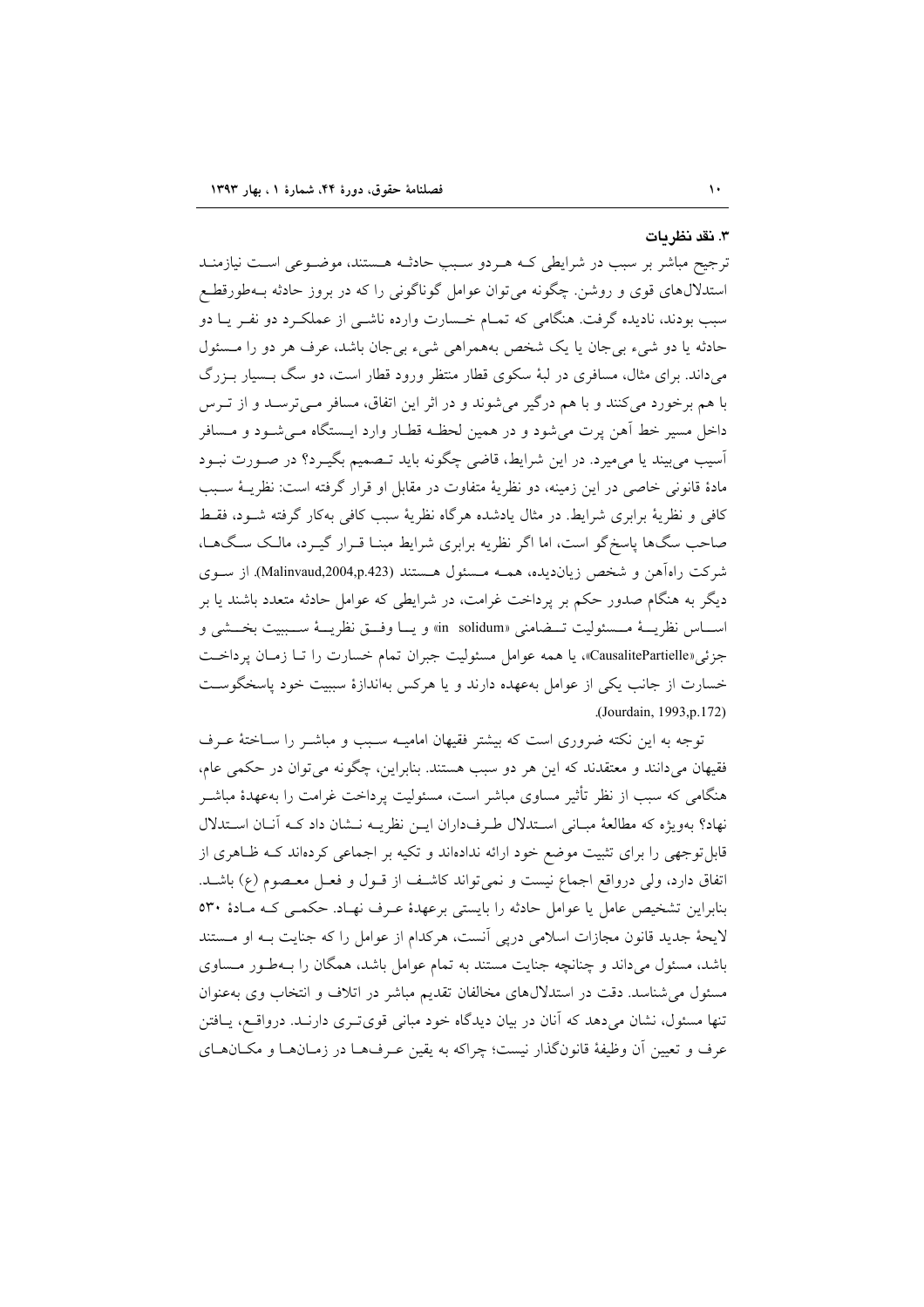### ۳. نقد نظریات

ترجیح مباشر بر سبب در شرایطی که هردو سبب حادثه هستند، موضوعی است نیازمند استدلال‌های قوی و روشن. چگونه می‌توان عوامل گوناگونی را که در بروز حادثه به‌طورقطع سبب بودند، نادیده گرفت. هنگامی که تمام خسارت وارده ناشی از عملکرد دو نفر یا دو حادثه یا دو شیء بی‌جان یا یک شخص به‌همراهی شیء بی‌جان باشد، عرف هر دو را مسئول می‌داند. برای مثال، مسافری در لبهٔ سکوی قطار منتظر ورود قطار است، دو سگ بسیار بزرگ با هم برخورد می‌کنند و با هم درگیر می‌شوند و در اثر این اتفاق، مسافر می‌ترسد و از ترس داخل مسیر خط آهن پرت می‌شود و در همین لحظه قطار وارد ایستگاه می‌شود و مسافر آسیب می‌بیند یا می‌میرد. در این شرایط، قاضی چگونه باید تصمیم بگیرد؟ در صورت نبود مادهٔ قانونی خاصی در این زمینه، دو نظریهٔ متفاوت در مقابل او قرار گرفته است: نظریهٔ سبب کافی و نظریهٔ برابری شرایط. در مثال یادشده هرگاه نظریهٔ سبب کافی به‌کار گرفته شود، فقط صاحب سگ‌ها پاسخ‌گو است، اما اگر نظریه برابری شرایط مبنا قرار گیرد، مالک سگ‌ها، شرکت راه‌آهن و شخص زیان‌دیده، همه مسئول هستند (Malinvaud,2004,p.423). از سوی دیگر به هنگام صدور حکم بر پرداخت غرامت، در شرایطی که عوامل حادثه متعدد باشند یا بر اساس نظریهٔ مسئولیت تضامنی «in solidum» و یا وفق نظریهٔ سببیت بخشی و جزئی«CausalitePartielle»، یا همه عوامل مسئولیت جبران تمام خسارت را تا زمان پرداخت خسارت از جانب یکی از عوامل به‌عهده دارند و یا هرکس به‌اندازهٔ سببیت خود پاسخگوست (Jourdain, 1993,p.172).

توجه به این نکته ضروری است که بیشتر فقیهان امامیه سبب و مباشر را ساختهٔ عرف فقیهان می‌دانند و معتقدند که این هر دو سبب هستند. بنابراین، چگونه می‌توان در حکمی عام، هنگامی که سبب از نظر تأثیر مساوی مباشر است، مسئولیت پرداخت غرامت را به‌عهدهٔ مباشر نهاد؟ به‌ویژه که مطالعهٔ مبانی استدلال طرف‌داران این نظریه نشان داد که آنان استدلال قابل‌توجهی را برای تثبیت موضع خود ارائه نداده‌اند و تکیه بر اجماعی کرده‌اند که ظاهری از اتفاق دارد، ولی درواقع اجماع نیست و نمی‌تواند کاشف از قول و فعل معصوم (ع) باشد. بنابراین تشخیص عامل یا عوامل حادثه را بایستی برعهدهٔ عرف نهاد. حکمی که مادهٔ ۵۳۰ لایحهٔ جدید قانون مجازات اسلامی درپی آنست، هرکدام از عوامل را که جنایت به او مستند باشد، مسئول می‌داند و چنانچه جنایت مستند به تمام عوامل باشد، همگان را به‌طور مساوی مسئول می‌شناسد. دقت در استدلال‌های مخالفان تقدیم مباشر در اتلاف و انتخاب وی به‌عنوان تنها مسئول، نشان می‌دهد که آنان در بیان دیدگاه خود مبانی قوی‌تری دارند. درواقع، یافتن عرف و تعیین آن وظیفهٔ قانون‌گذار نیست؛ چراکه به یقین عرف‌ها در زمان‌ها و مکان‌های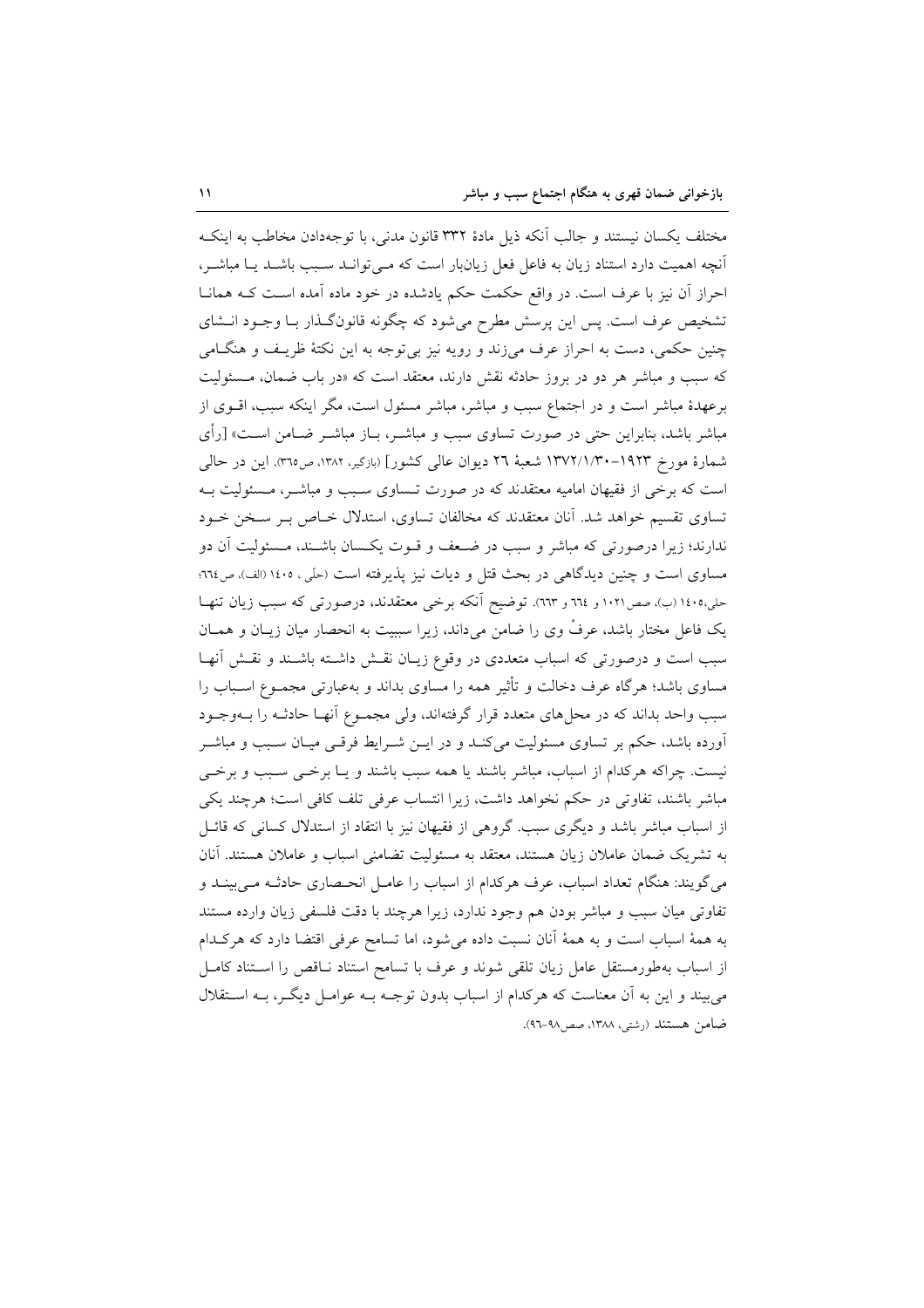مختلف یکسان نیستند و جالب آنکه ذیل مادهٔ ۳۳۲ قانون مدنی، با توجه‌دادن مخاطب به اینکـه آنچه اهمیت دارد استناد زیان به فاعل فعل زیان‌بار است که مـی‌توانـد سـبب باشـد یـا مباشـر، احراز آن نیز با عرف است. در واقع حکمت حکم یادشده در خود ماده آمده اسـت کـه همانـا تشخیص عرف است. پس این پرسش مطرح می‌شود که چگونه قانون‌گـذار بـا وجـود انـشای چنین حکمی، دست به احراز عرف می‌زند و رویه نیز بی‌توجه به این نکتهٔ ظریـف و هنگـامی که سبب و مباشر هر دو در بروز حادثه نقش دارند، معتقد است که «در باب ضمان، مـسئولیت برعهدهٔ مباشر است و در اجتماع سبب و مباشر، مباشر مسئول است، مگر اینکه سبب، اقـوی از مباشر باشد، بنابراین حتی در صورت تساوی سبب و مباشـر، بـاز مباشـر ضـامن اسـت» [رأی شمارهٔ مورخ ۱۹۲۳-۱۳۷۲/۱/۳۰ شعبهٔ ۲۶ دیوان عالی کشور] (بازگیر، ۱۳۸۲، ص۳٦٥). این در حالی است که برخی از فقیهان امامیه معتقدند که در صورت تـساوی سـبب و مباشـر، مـسئولیت بـه تساوی تقسیم خواهد شد. آنان معتقدند که مخالفان تساوی، استدلال خـاص بـر سـخن خـود ندارند؛ زیرا درصورتی که مباشر و سبب در ضـعف و قـوت یکـسان باشـند، مـسئولیت آن دو مساوی است و چنین دیدگاهی در بحث قتل و دیات نیز پذیرفته است (حلّی، ١٤٠٥ (الف)، ص٦٦٤؛ حلی،١٤٠٥ (ب)، صص١٠٢١ و ٦٦٤ و ٦٦٣). توضیح آنکه برخی معتقدند، درصورتی که سبب زیان تنهـا یک فاعل مختار باشد، عرفْ وی را ضامن می‌داند، زیرا سببیت به انحصار میان زیـان و همـان سبب است و درصورتی که اسباب متعددی در وقوع زیـان نقـش داشـته باشـند و نقـش آنهـا مساوی باشد؛ هرگاه عرف دخالت و تأثیر همه را مساوی بداند و به‌عبارتی مجمـوع اسـباب را سبب واحد بداند که در محل‌های متعدد قرار گرفته‌اند، ولی مجمـوع آنهـا حادثـه را بـه‌وجـود آورده باشد، حکم بر تساوی مسئولیت می‌کنـد و در ایـن شـرایط فرقـی میـان سـبب و مباشـر نیست. چراکه هرکدام از اسباب، مباشر باشند یا همه سبب باشند و یـا برخـی سـبب و برخـی مباشر باشند، تفاوتی در حکم نخواهد داشت، زیرا انتساب عرفی تلف کافی است؛ هرچند یکی از اسباب مباشر باشد و دیگری سبب. گروهی از فقیهان نیز با انتقاد از استدلال کسانی که قائـل به تشریک ضمان عاملان زیان هستند، معتقد به مسئولیت تضامنی اسباب و عاملان هستند. آنان می‌گویند: هنگام تعداد اسباب، عرف هرکدام از اسباب را عامـل انحـصاری حادثـه مـی‌بینـد و تفاوتی میان سبب و مباشر بودن هم وجود ندارد، زیرا هرچند با دقت فلسفی زیان وارده مستند به همهٔ اسباب است و به همهٔ آنان نسبت داده می‌شود، اما تسامح عرفی اقتضا دارد که هرکـدام از اسباب به‌طورمستقل عامل زیان تلقی شوند و عرف با تسامح استناد نـاقص را اسـتناد کامـل می‌بیند و این به آن معناست که هرکدام از اسباب بدون توجـه بـه عوامـل دیگـر، بـه اسـتقلال ضامن هستند (رشتی، ۱۳۸۸، صص۹۸-۹٦).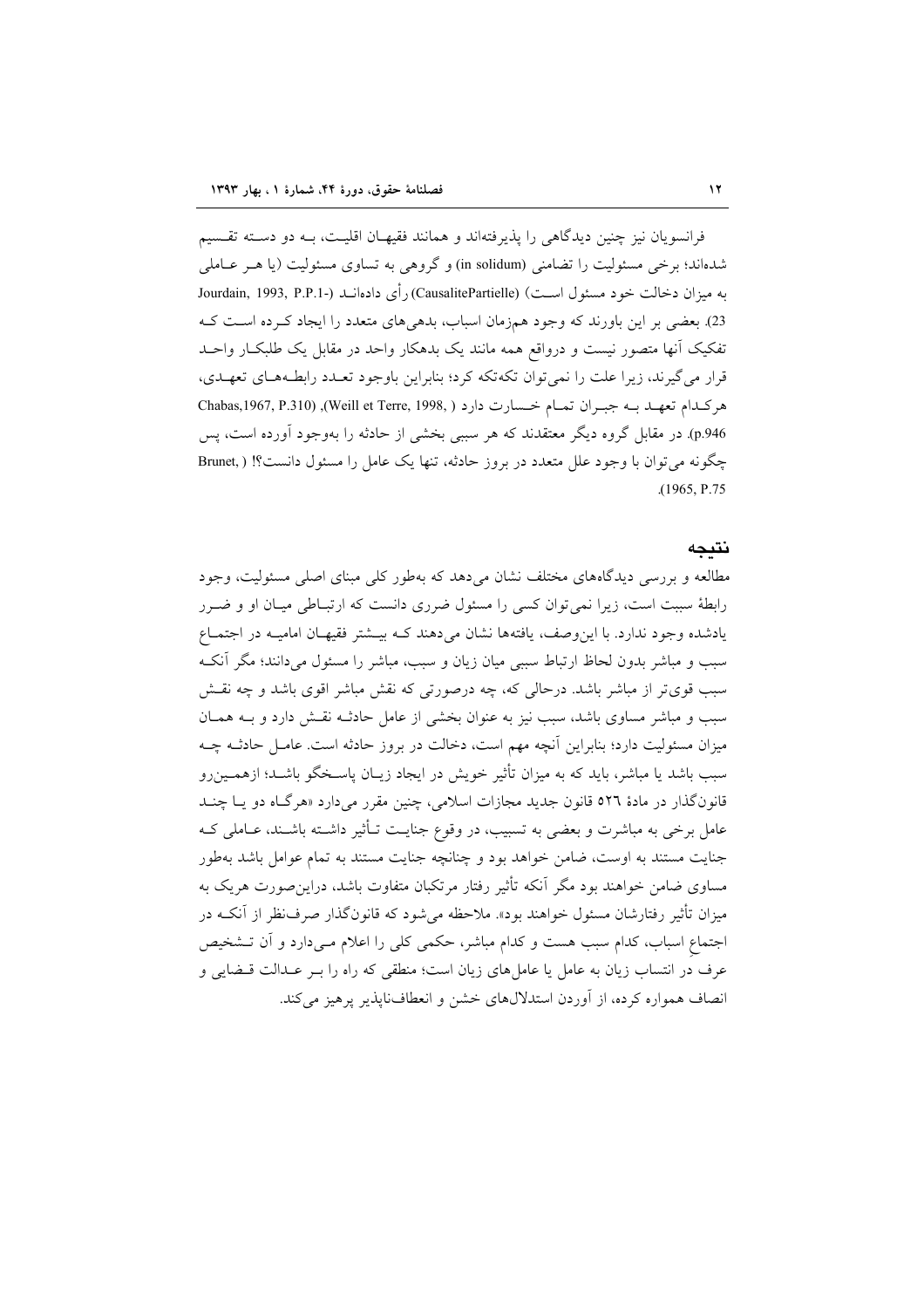فرانسویان نیز چنین دیدگاهی را پذیرفته‌اند و همانند فقیهـان اقلیـت، بـه دو دسـته تقـسیم شده‌اند؛ برخی مسئولیت را تضامنی (in solidum) و گروهی به تساوی مسئولیت (یا هـر عـاملی به میزان دخالت خود مسئول اسـت) (CausalitePartielle) رأی داده‌انـد (Jourdain, 1993, P.P.1-23). بعضی بر این باورند که وجود هم‌زمان اسباب، بدهی‌های متعدد را ایجاد کـرده اسـت کـه تفکیک آنها متصور نیست و درواقع همه مانند یک بدهکار واحد در مقابل یک طلبکـار واحـد قرار می‌گیرند، زیرا علت را نمی‌توان تکه‌تکه کرد؛ بنابراین باوجود تعـدد رابطـه‌هـای تعهـدی، هرکـدام تعهـد بـه جبـران تمـام خـسارت دارد (Chabas,1967, P.310), (Weill et Terre, 1998, p.946). در مقابل گروه دیگر معتقدند که هر سببی بخشی از حادثه را به‌وجود آورده است، پس چگونه می‌توان با وجود علل متعدد در بروز حادثه، تنها یک عامل را مسئول دانست؟! (Brunet, 1965, P.75).

## نتیجه

مطالعه و بررسی دیدگاه‌های مختلف نشان می‌دهد که به‌طور کلی مبنای اصلی مسئولیت، وجود رابطهٔ سببت است، زیرا نمی‌توان کسی را مسئول ضرری دانست که ارتبـاطی میـان او و ضـرر یادشده وجود ندارد. با این‌وصف، یافته‌ها نشان می‌دهند کـه بیـشتر فقیهـان امامیـه در اجتمـاع سبب و مباشر بدون لحاظ ارتباط سببی میان زیان و سبب، مباشر را مسئول می‌دانند؛ مگر آنکـه سبب قوی‌تر از مباشر باشد. درحالی که، چه درصورتی که نقش مباشر اقوی باشد و چه نقـش سبب و مباشر مساوی باشد، سبب نیز به عنوان بخشی از عامل حادثـه نقـش دارد و بـه همـان میزان مسئولیت دارد؛ بنابراین آنچه مهم است، دخالت در بروز حادثه است. عامـل حادثـه چـه سبب باشد یا مباشر، باید که به میزان تأثیر خویش در ایجاد زیـان پاسـخگو باشـد؛ ازهمـین‌رو قانونگذار در مادهٔ ٥٢٦ قانون جدید مجازات اسلامی، چنین مقرر می‌دارد «هرگـاه دو یـا چنـد عامل برخی به مباشرت و بعضی به تسبیب، در وقوع جنایـت تـأثیر داشـته باشـند، عـاملی کـه جنایت مستند به اوست، ضامن خواهد بود و چنانچه جنایت مستند به تمام عوامل باشد به‌طور مساوی ضامن خواهند بود مگر آنکه تأثیر رفتار مرتکبان متفاوت باشد، دراین‌صورت هریک به میزان تأثیر رفتارشان مسئول خواهند بود». ملاحظه می‌شود که قانونگذار صرف‌نظر از آنکـه در اجتماعِ اسباب، کدام سبب هست و کدام مباشر، حکمی کلی را اعلام مـی‌دارد و آن تـشخیص عرف در انتساب زیان به عامل یا عامل‌های زیان است؛ منطقی که راه را بـر عـدالت قـضایی و انصاف هموار کرده، از آوردن استدلال‌های خشن و انعطاف‌ناپذیر پرهیز می‌کند.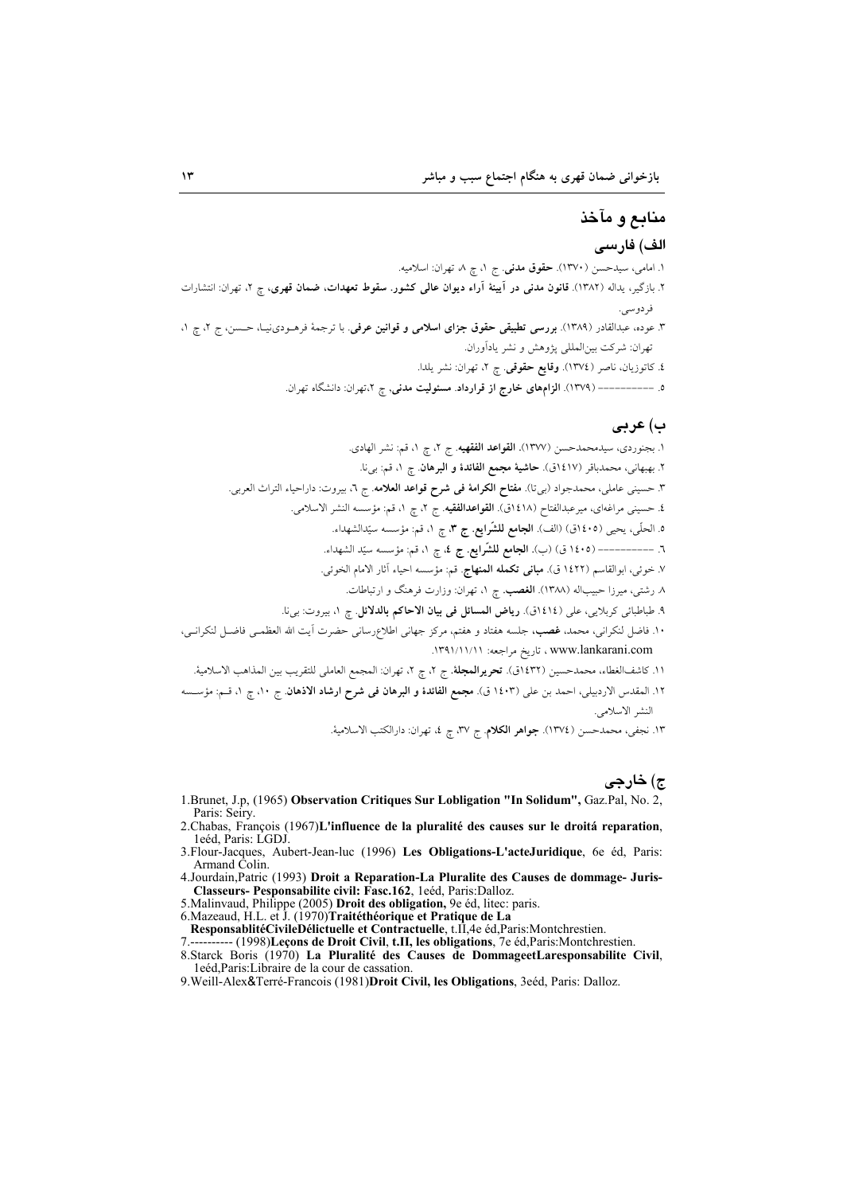## منابع و مآخذ

### الف) فارسی

۱. امامی، سیدحسن (۱۳۷۰). **حقوق مدنی**. ج ۱، چ ۸، تهران: اسلامیه.

۲. بازگیر، یداله (۱۳۸۲). **قانون مدنی در آیینهٔ آراء دیوان عالی کشور. سقوط تعهدات، ضمان قهری**، چ ۲، تهران: انتشارات فردوسی.

۳. عوده، عبدالقادر (۱۳۸۹). **بررسی تطبیقی حقوق جزای اسلامی و قوانین عرفی**. با ترجمهٔ فرهودی‌نیا، حسن، ج ۲، چ ۱، تهران: شرکت بین‌المللی پژوهش و نشر یادآوران.

٤. کاتوزیان، ناصر (١٣٧٤). **وقایع حقوقی**. چ ۲، تهران: نشر یلدا.

۵. ---------- (۱۳۷۹). **الزام‌های خارج از قرارداد. مسئولیت مدنی**، چ ۲،تهران: دانشگاه تهران.

### ب) عربی

۱. بجنوردی، سیدمحمدحسن (۱۳۷۷). **القواعد الفقهیه**. ج ۲، چ ۱، قم: نشر الهادی.

۲. بهبهانی، محمدباقر (۱٤۱۷ق). **حاشیهٔ مجمع الفائدهٔ و البرهان**. چ ۱، قم: بی‌نا.

۳. حسینی عاملی، محمدجواد (بی‌تا). **مفتاح الکرامهٔ فی شرح قواعد العلامه**. ج ٦، بیروت: داراحیاء التراث العربی.

٤. حسینی مراغه‌ای، میرعبدالفتاح (١٤١٨ق). **القواعدالفقهیه**. ج ۲، چ ۱، قم: مؤسسه النشر الاسلامی.

٥. الحلّی، یحیی (١٤٠٥ق) (الف). **الجامع للشّرایع. ج ٣**، چ ۱، قم: مؤسسه سیّدالشهداء.

٦. ---------- (١٤٠٥ ق) (ب). **الجامع للشّرایع. ج ٤**، چ ۱، قم: مؤسسه سیّد الشهداء.

٧. خوئی، ابوالقاسم (١٤٢٢ ق). **مبانی تکمله المنهاج**. قم: مؤسسه احیاء آثار الامام الخوئی.

٨. رشتی، میرزا حبیب‌اله (١٣٨٨). **الغصب**. چ ۱، تهران: وزارت فرهنگ و ارتباطات.

٩. طباطبائی کربلایی، علی (١٤١٤ق). **ریاض المسائل فی بیان الاحاکم بالدلائل**. چ ۱، بیروت: بی‌نا.

١٠. فاضل لنکرانی، محمد، **غصب**، جلسه هفتاد و هفتم، مرکز جهانی اطلاع‌رسانی حضرت آیت الله العظمی فاضل لنکرانی، www.lankarani.com ، تاریخ مراجعه: ١٣٩١/١١/١١.

١١. کاشف‌الغطاء، محمدحسین (١٤٣٢ق). **تحریرالمجلة**. ج ٢، چ ٢، تهران: المجمع العاملی للتقریب بین المذاهب الاسلامیة.

١٢. المقدس الاردبیلی، احمد بن علی (١٤٠٣ ق). **مجمع الفائدهٔ و البرهان فی شرح ارشاد الاذهان**. ج ١٠، چ ١، قم: مؤسسه النشر الاسلامی.

١٣. نجفی، محمدحسن (١٣٧٤). **جواهر الکلام**. ج ٣٧، چ ٤، تهران: دارالکتب الاسلامیة.

### ج) خارجی

1.Brunet, J.p, (1965) **Observation Critiques Sur Lobligation "In Solidum",** Gaz.Pal, No. 2, Paris: Seiry.

2.Chabas, François (1967)**L'influence de la pluralité des causes sur le droitá reparation**, 1eéd, Paris: LGDJ.

3.Flour-Jacques, Aubert-Jean-luc (1996) **Les Obligations-L'acteJuridique**, 6e éd, Paris: Armand Colin.

4.Jourdain,Patric (1993) **Droit a Reparation-La Pluralite des Causes de dommage- Juris-Classeurs- Pesponsabilite civil: Fasc.162**, 1eéd, Paris:Dalloz.

5.Malinvaud, Philippe (2005) **Droit des obligation,** 9e éd, litec: paris.

6.Mazeaud, H.L. et J. (1970)**Traitéthéorique et Pratique de La ResponsablitéCivileDélictuelle et Contractuelle**, t.II,4e éd,Paris:Montchrestien.

7.---------- (1998)**Leçons de Droit Civil**, **t.II, les obligations**, 7e éd,Paris:Montchrestien.

8.Starck Boris (1970) **La Pluralité des Causes de DommageetLaresponsabilite Civil**, 1eéd,Paris:Libraire de la cour de cassation.

9.Weill-Alex&Terré-Francois (1981)**Droit Civil, les Obligations**, 3eéd, Paris: Dalloz.